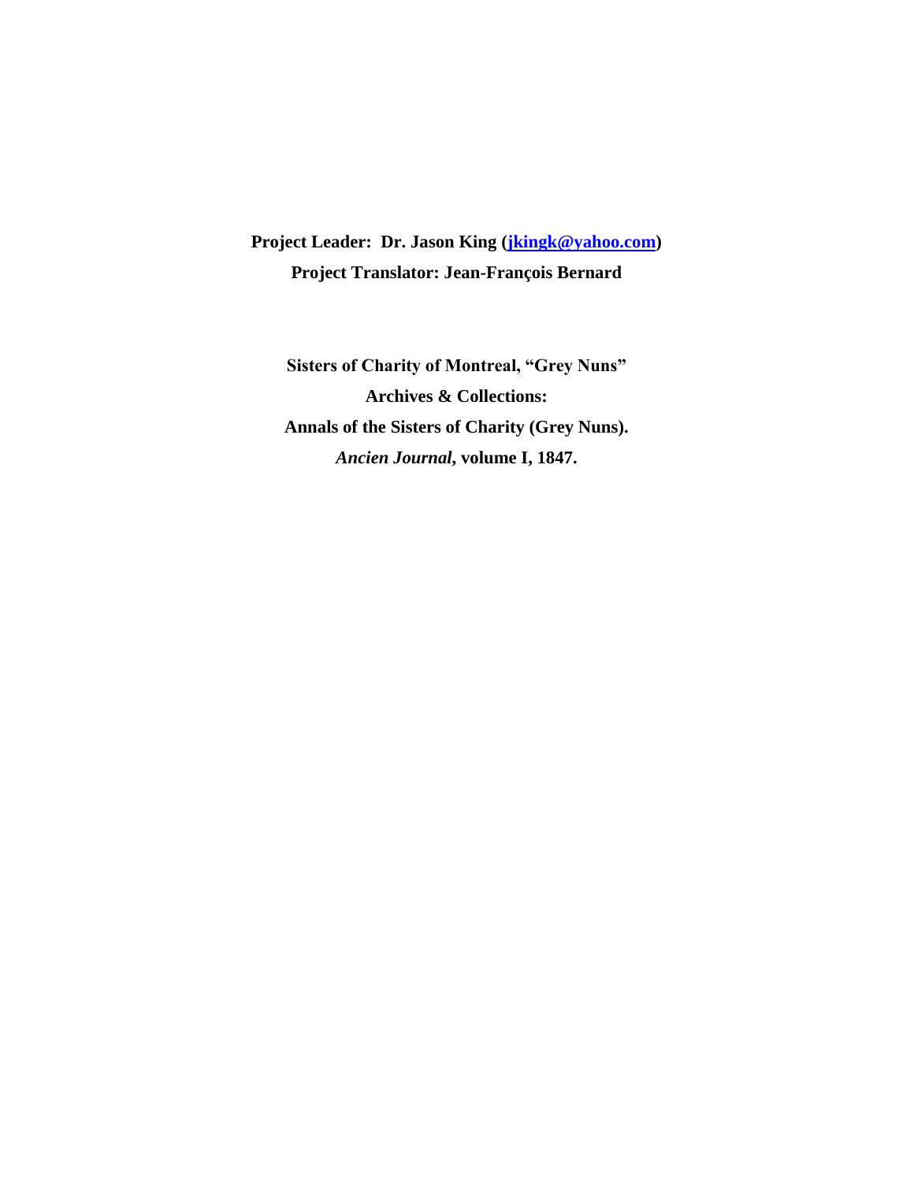**Project Leader: Dr. Jason King ([jkingk@yahoo.com](mailto:jkingk@yahoo.com))**

**Project Translator: Jean-François Bernard**

**Sisters of Charity of Montreal, "Grey Nuns"**

**Archives & Collections:**

**Annals of the Sisters of Charity (Grey Nuns).**

***Ancien Journal*, volume I, 1847.**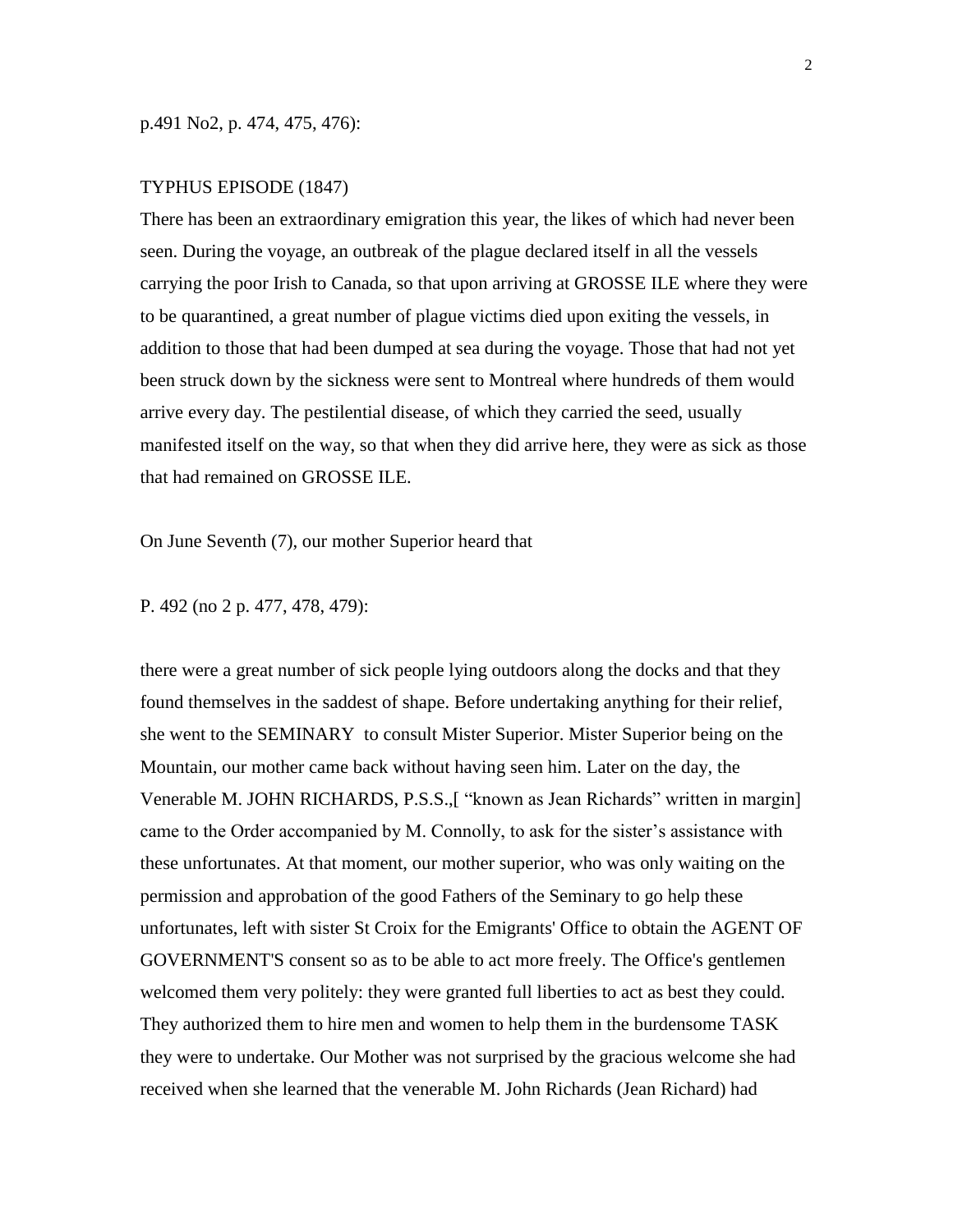p.491 No2, p. 474, 475, 476):

TYPHUS EPISODE (1847)

There has been an extraordinary emigration this year, the likes of which had never been seen. During the voyage, an outbreak of the plague declared itself in all the vessels carrying the poor Irish to Canada, so that upon arriving at GROSSE ILE where they were to be quarantined, a great number of plague victims died upon exiting the vessels, in addition to those that had been dumped at sea during the voyage. Those that had not yet been struck down by the sickness were sent to Montreal where hundreds of them would arrive every day. The pestilential disease, of which they carried the seed, usually manifested itself on the way, so that when they did arrive here, they were as sick as those that had remained on GROSSE ILE.

On June Seventh (7), our mother Superior heard that

P. 492 (no 2 p. 477, 478, 479):

there were a great number of sick people lying outdoors along the docks and that they found themselves in the saddest of shape. Before undertaking anything for their relief, she went to the SEMINARY to consult Mister Superior. Mister Superior being on the Mountain, our mother came back without having seen him. Later on the day, the Venerable M. JOHN RICHARDS, P.S.S.,[ "known as Jean Richards" written in margin] came to the Order accompanied by M. Connolly, to ask for the sister's assistance with these unfortunates. At that moment, our mother superior, who was only waiting on the permission and approbation of the good Fathers of the Seminary to go help these unfortunates, left with sister St Croix for the Emigrants' Office to obtain the AGENT OF GOVERNMENT'S consent so as to be able to act more freely. The Office's gentlemen welcomed them very politely: they were granted full liberties to act as best they could. They authorized them to hire men and women to help them in the burdensome TASK they were to undertake. Our Mother was not surprised by the gracious welcome she had received when she learned that the venerable M. John Richards (Jean Richard) had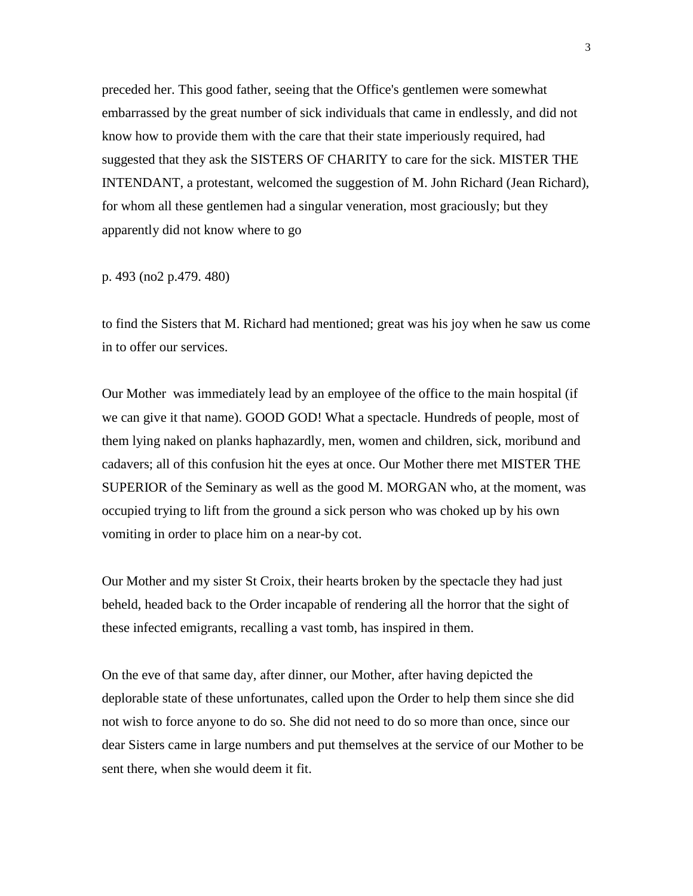preceded her. This good father, seeing that the Office's gentlemen were somewhat embarrassed by the great number of sick individuals that came in endlessly, and did not know how to provide them with the care that their state imperiously required, had suggested that they ask the SISTERS OF CHARITY to care for the sick. MISTER THE INTENDANT, a protestant, welcomed the suggestion of M. John Richard (Jean Richard), for whom all these gentlemen had a singular veneration, most graciously; but they apparently did not know where to go

p. 493 (no2 p.479. 480)

to find the Sisters that M. Richard had mentioned; great was his joy when he saw us come in to offer our services.

Our Mother  was immediately lead by an employee of the office to the main hospital (if we can give it that name). GOOD GOD! What a spectacle. Hundreds of people, most of them lying naked on planks haphazardly, men, women and children, sick, moribund and cadavers; all of this confusion hit the eyes at once. Our Mother there met MISTER THE SUPERIOR of the Seminary as well as the good M. MORGAN who, at the moment, was occupied trying to lift from the ground a sick person who was choked up by his own vomiting in order to place him on a near-by cot.

Our Mother and my sister St Croix, their hearts broken by the spectacle they had just beheld, headed back to the Order incapable of rendering all the horror that the sight of these infected emigrants, recalling a vast tomb, has inspired in them.

On the eve of that same day, after dinner, our Mother, after having depicted the deplorable state of these unfortunates, called upon the Order to help them since she did not wish to force anyone to do so. She did not need to do so more than once, since our dear Sisters came in large numbers and put themselves at the service of our Mother to be sent there, when she would deem it fit.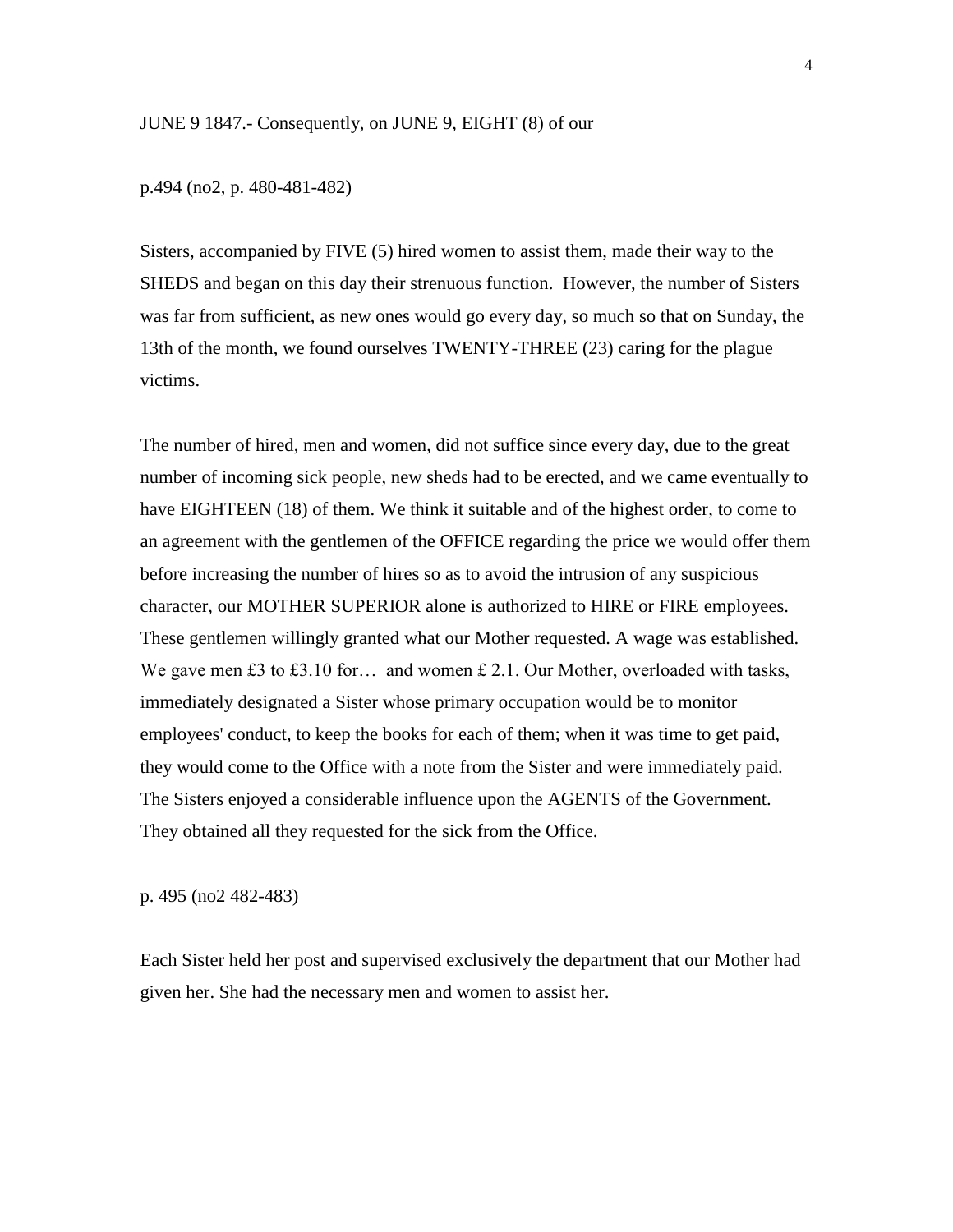JUNE 9 1847.- Consequently, on JUNE 9, EIGHT (8) of our

p.494 (no2, p. 480-481-482)

Sisters, accompanied by FIVE (5) hired women to assist them, made their way to the SHEDS and began on this day their strenuous function. However, the number of Sisters was far from sufficient, as new ones would go every day, so much so that on Sunday, the 13th of the month, we found ourselves TWENTY-THREE (23) caring for the plague victims.

The number of hired, men and women, did not suffice since every day, due to the great number of incoming sick people, new sheds had to be erected, and we came eventually to have EIGHTEEN (18) of them. We think it suitable and of the highest order, to come to an agreement with the gentlemen of the OFFICE regarding the price we would offer them before increasing the number of hires so as to avoid the intrusion of any suspicious character, our MOTHER SUPERIOR alone is authorized to HIRE or FIRE employees. These gentlemen willingly granted what our Mother requested. A wage was established. We gave men £3 to £3.10 for… and women £ 2.1. Our Mother, overloaded with tasks, immediately designated a Sister whose primary occupation would be to monitor employees' conduct, to keep the books for each of them; when it was time to get paid, they would come to the Office with a note from the Sister and were immediately paid. The Sisters enjoyed a considerable influence upon the AGENTS of the Government. They obtained all they requested for the sick from the Office.

p. 495 (no2 482-483)

Each Sister held her post and supervised exclusively the department that our Mother had given her. She had the necessary men and women to assist her.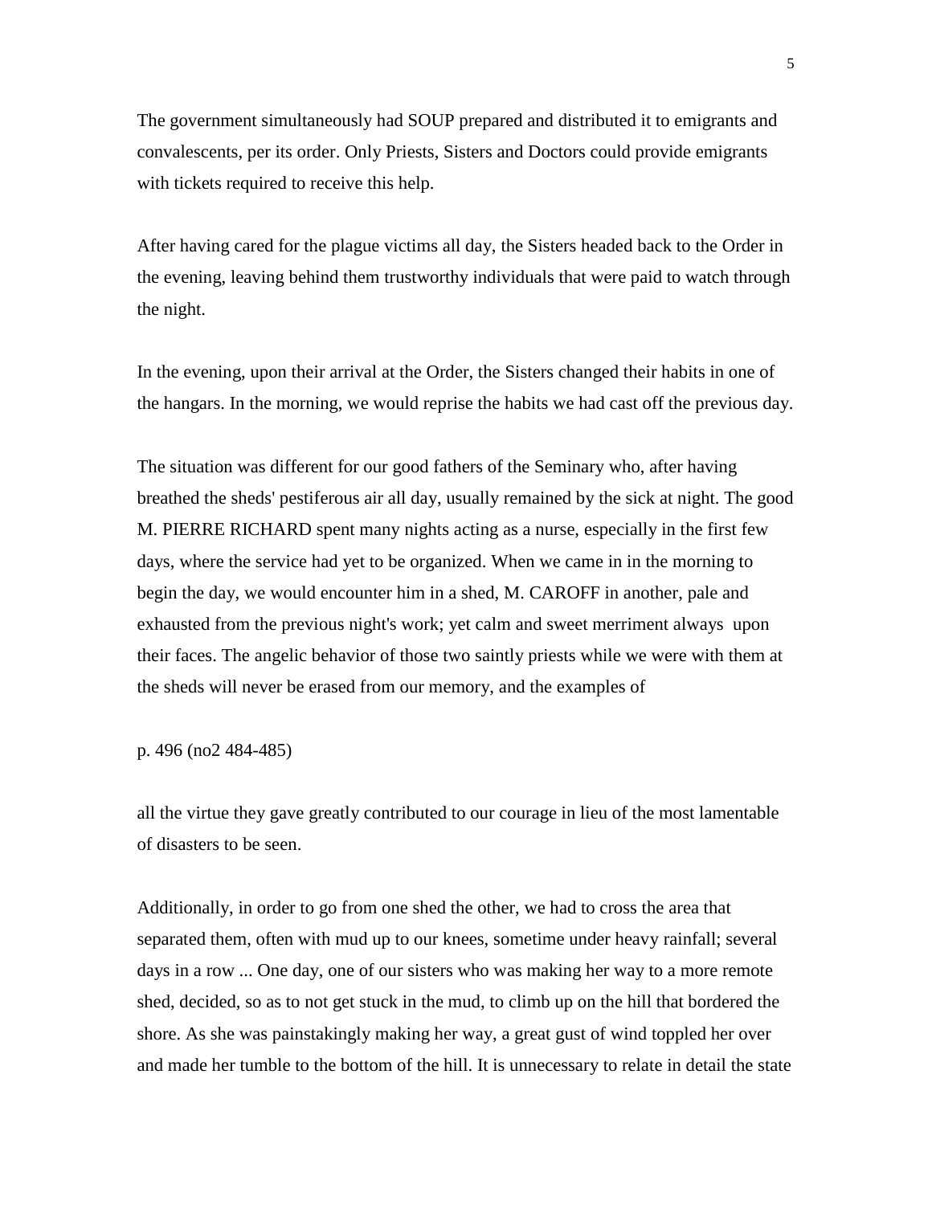The government simultaneously had SOUP prepared and distributed it to emigrants and convalescents, per its order. Only Priests, Sisters and Doctors could provide emigrants with tickets required to receive this help.

After having cared for the plague victims all day, the Sisters headed back to the Order in the evening, leaving behind them trustworthy individuals that were paid to watch through the night.

In the evening, upon their arrival at the Order, the Sisters changed their habits in one of the hangars. In the morning, we would reprise the habits we had cast off the previous day.

The situation was different for our good fathers of the Seminary who, after having breathed the sheds' pestiferous air all day, usually remained by the sick at night. The good M. PIERRE RICHARD spent many nights acting as a nurse, especially in the first few days, where the service had yet to be organized. When we came in in the morning to begin the day, we would encounter him in a shed, M. CAROFF in another, pale and exhausted from the previous night's work; yet calm and sweet merriment always upon their faces. The angelic behavior of those two saintly priests while we were with them at the sheds will never be erased from our memory, and the examples of

p. 496 (no2 484-485)

all the virtue they gave greatly contributed to our courage in lieu of the most lamentable of disasters to be seen.

Additionally, in order to go from one shed the other, we had to cross the area that separated them, often with mud up to our knees, sometime under heavy rainfall; several days in a row ... One day, one of our sisters who was making her way to a more remote shed, decided, so as to not get stuck in the mud, to climb up on the hill that bordered the shore. As she was painstakingly making her way, a great gust of wind toppled her over and made her tumble to the bottom of the hill. It is unnecessary to relate in detail the state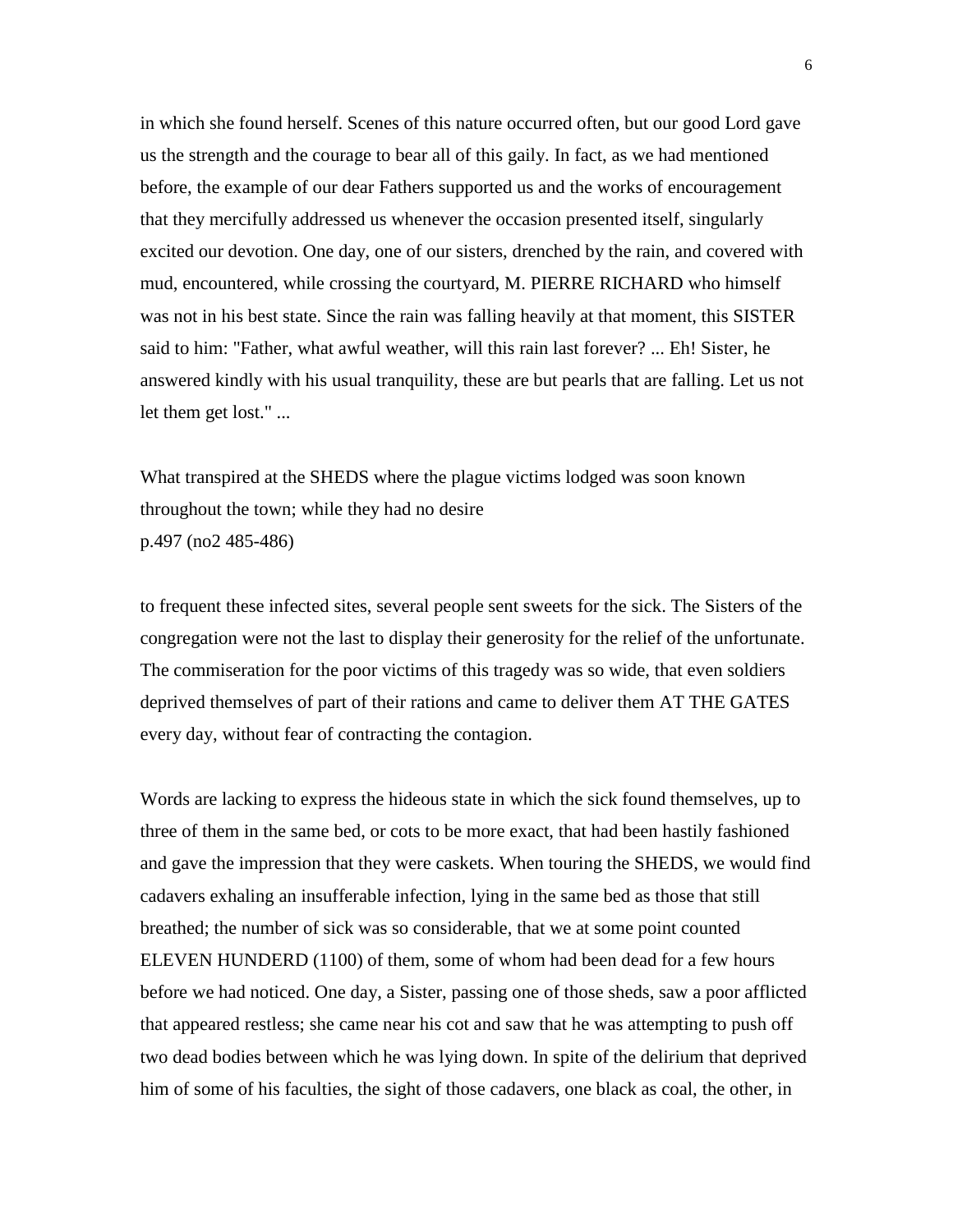in which she found herself. Scenes of this nature occurred often, but our good Lord gave us the strength and the courage to bear all of this gaily. In fact, as we had mentioned before, the example of our dear Fathers supported us and the works of encouragement that they mercifully addressed us whenever the occasion presented itself, singularly excited our devotion. One day, one of our sisters, drenched by the rain, and covered with mud, encountered, while crossing the courtyard, M. PIERRE RICHARD who himself was not in his best state. Since the rain was falling heavily at that moment, this SISTER said to him: "Father, what awful weather, will this rain last forever? ... Eh! Sister, he answered kindly with his usual tranquility, these are but pearls that are falling. Let us not let them get lost." ...

What transpired at the SHEDS where the plague victims lodged was soon known throughout the town; while they had no desire
p.497 (no2 485-486)

to frequent these infected sites, several people sent sweets for the sick. The Sisters of the congregation were not the last to display their generosity for the relief of the unfortunate. The commiseration for the poor victims of this tragedy was so wide, that even soldiers deprived themselves of part of their rations and came to deliver them AT THE GATES every day, without fear of contracting the contagion.

Words are lacking to express the hideous state in which the sick found themselves, up to three of them in the same bed, or cots to be more exact, that had been hastily fashioned and gave the impression that they were caskets. When touring the SHEDS, we would find cadavers exhaling an insufferable infection, lying in the same bed as those that still breathed; the number of sick was so considerable, that we at some point counted ELEVEN HUNDERD (1100) of them, some of whom had been dead for a few hours before we had noticed. One day, a Sister, passing one of those sheds, saw a poor afflicted that appeared restless; she came near his cot and saw that he was attempting to push off two dead bodies between which he was lying down. In spite of the delirium that deprived him of some of his faculties, the sight of those cadavers, one black as coal, the other, in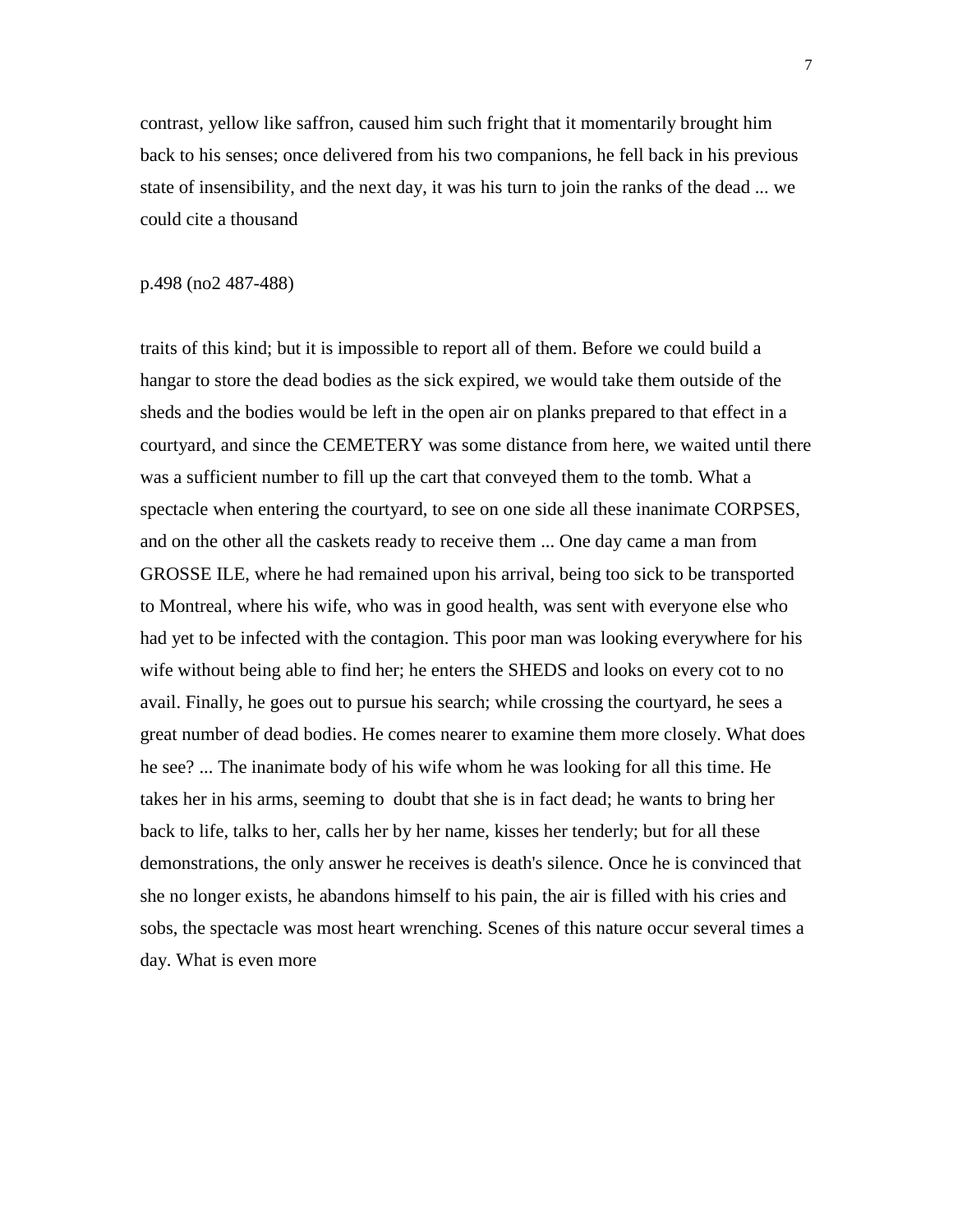contrast, yellow like saffron, caused him such fright that it momentarily brought him back to his senses; once delivered from his two companions, he fell back in his previous state of insensibility, and the next day, it was his turn to join the ranks of the dead ... we could cite a thousand

p.498 (no2 487-488)

traits of this kind; but it is impossible to report all of them. Before we could build a hangar to store the dead bodies as the sick expired, we would take them outside of the sheds and the bodies would be left in the open air on planks prepared to that effect in a courtyard, and since the CEMETERY was some distance from here, we waited until there was a sufficient number to fill up the cart that conveyed them to the tomb. What a spectacle when entering the courtyard, to see on one side all these inanimate CORPSES, and on the other all the caskets ready to receive them ... One day came a man from GROSSE ILE, where he had remained upon his arrival, being too sick to be transported to Montreal, where his wife, who was in good health, was sent with everyone else who had yet to be infected with the contagion. This poor man was looking everywhere for his wife without being able to find her; he enters the SHEDS and looks on every cot to no avail. Finally, he goes out to pursue his search; while crossing the courtyard, he sees a great number of dead bodies. He comes nearer to examine them more closely. What does he see? ... The inanimate body of his wife whom he was looking for all this time. He takes her in his arms, seeming to doubt that she is in fact dead; he wants to bring her back to life, talks to her, calls her by her name, kisses her tenderly; but for all these demonstrations, the only answer he receives is death's silence. Once he is convinced that she no longer exists, he abandons himself to his pain, the air is filled with his cries and sobs, the spectacle was most heart wrenching. Scenes of this nature occur several times a day. What is even more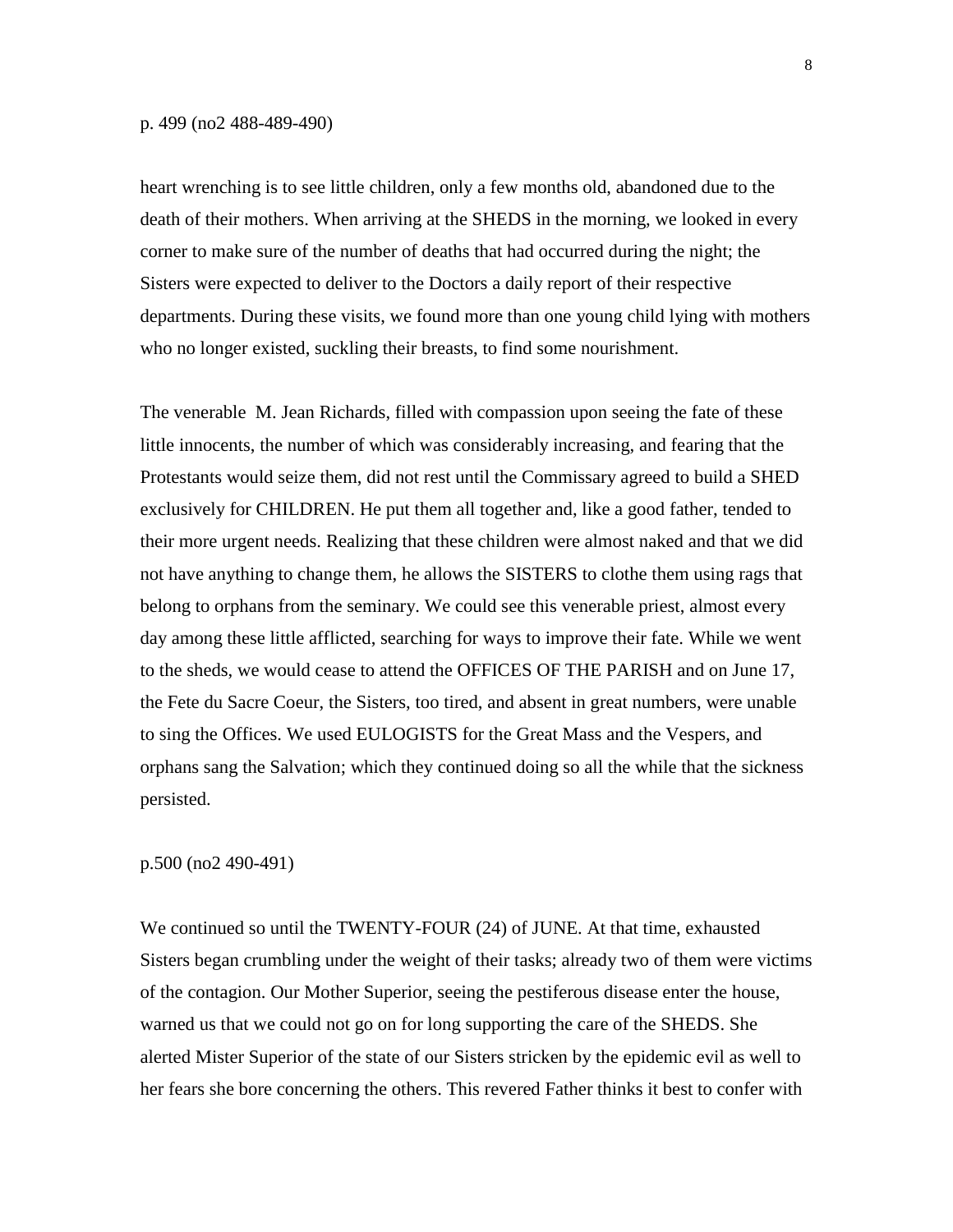p. 499 (no2 488-489-490)

heart wrenching is to see little children, only a few months old, abandoned due to the death of their mothers. When arriving at the SHEDS in the morning, we looked in every corner to make sure of the number of deaths that had occurred during the night; the Sisters were expected to deliver to the Doctors a daily report of their respective departments. During these visits, we found more than one young child lying with mothers who no longer existed, suckling their breasts, to find some nourishment.

The venerable  M. Jean Richards, filled with compassion upon seeing the fate of these little innocents, the number of which was considerably increasing, and fearing that the Protestants would seize them, did not rest until the Commissary agreed to build a SHED exclusively for CHILDREN. He put them all together and, like a good father, tended to their more urgent needs. Realizing that these children were almost naked and that we did not have anything to change them, he allows the SISTERS to clothe them using rags that belong to orphans from the seminary. We could see this venerable priest, almost every day among these little afflicted, searching for ways to improve their fate. While we went to the sheds, we would cease to attend the OFFICES OF THE PARISH and on June 17, the Fete du Sacre Coeur, the Sisters, too tired, and absent in great numbers, were unable to sing the Offices. We used EULOGISTS for the Great Mass and the Vespers, and orphans sang the Salvation; which they continued doing so all the while that the sickness persisted.

p.500 (no2 490-491)

We continued so until the TWENTY-FOUR (24) of JUNE. At that time, exhausted Sisters began crumbling under the weight of their tasks; already two of them were victims of the contagion. Our Mother Superior, seeing the pestiferous disease enter the house, warned us that we could not go on for long supporting the care of the SHEDS. She alerted Mister Superior of the state of our Sisters stricken by the epidemic evil as well to her fears she bore concerning the others. This revered Father thinks it best to confer with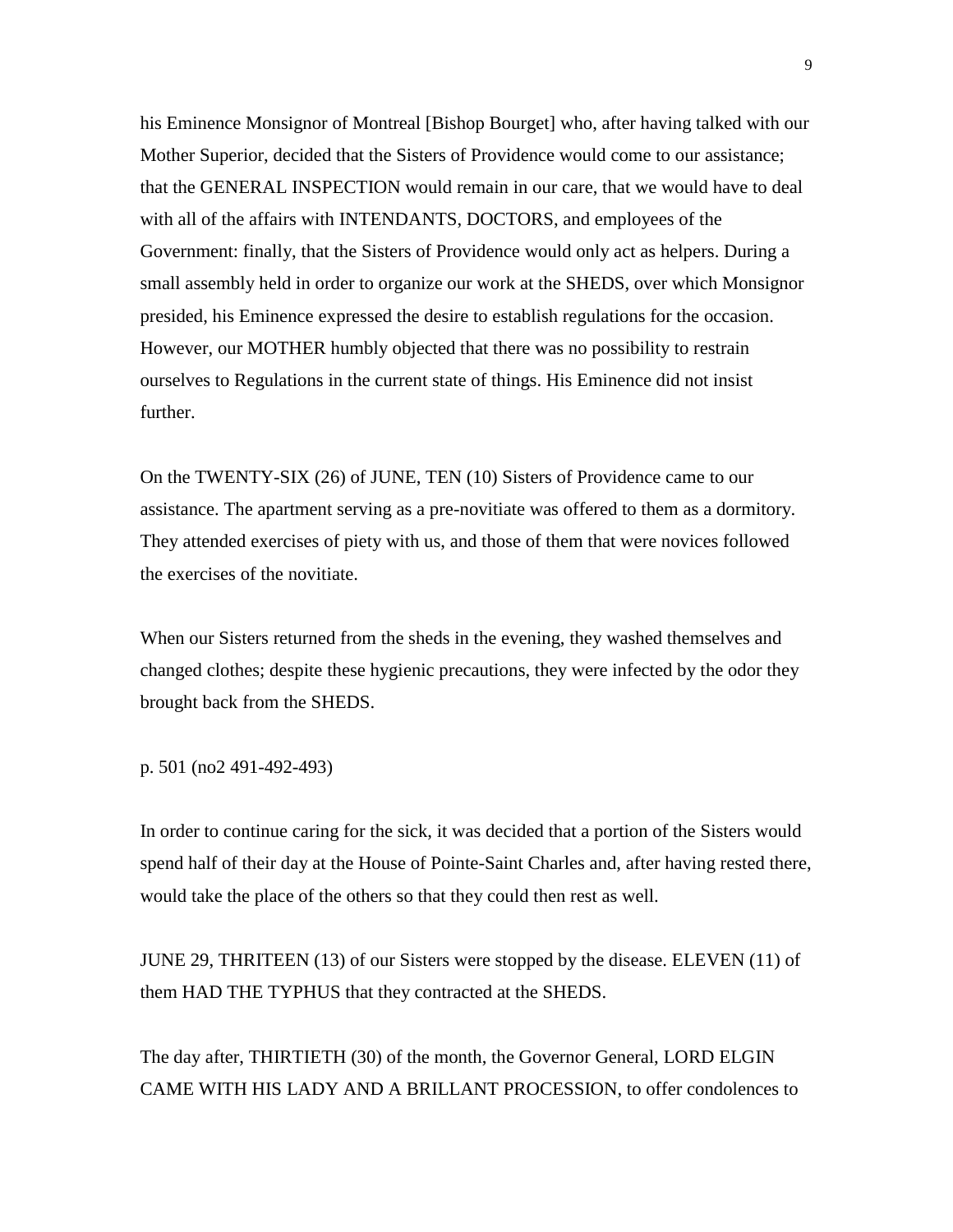his Eminence Monsignor of Montreal [Bishop Bourget] who, after having talked with our Mother Superior, decided that the Sisters of Providence would come to our assistance; that the GENERAL INSPECTION would remain in our care, that we would have to deal with all of the affairs with INTENDANTS, DOCTORS, and employees of the Government: finally, that the Sisters of Providence would only act as helpers. During a small assembly held in order to organize our work at the SHEDS, over which Monsignor presided, his Eminence expressed the desire to establish regulations for the occasion. However, our MOTHER humbly objected that there was no possibility to restrain ourselves to Regulations in the current state of things. His Eminence did not insist further.

On the TWENTY-SIX (26) of JUNE, TEN (10) Sisters of Providence came to our assistance. The apartment serving as a pre-novitiate was offered to them as a dormitory. They attended exercises of piety with us, and those of them that were novices followed the exercises of the novitiate.

When our Sisters returned from the sheds in the evening, they washed themselves and changed clothes; despite these hygienic precautions, they were infected by the odor they brought back from the SHEDS.

p. 501 (no2 491-492-493)

In order to continue caring for the sick, it was decided that a portion of the Sisters would spend half of their day at the House of Pointe-Saint Charles and, after having rested there, would take the place of the others so that they could then rest as well.

JUNE 29, THRITEEN (13) of our Sisters were stopped by the disease. ELEVEN (11) of them HAD THE TYPHUS that they contracted at the SHEDS.

The day after, THIRTIETH (30) of the month, the Governor General, LORD ELGIN CAME WITH HIS LADY AND A BRILLANT PROCESSION, to offer condolences to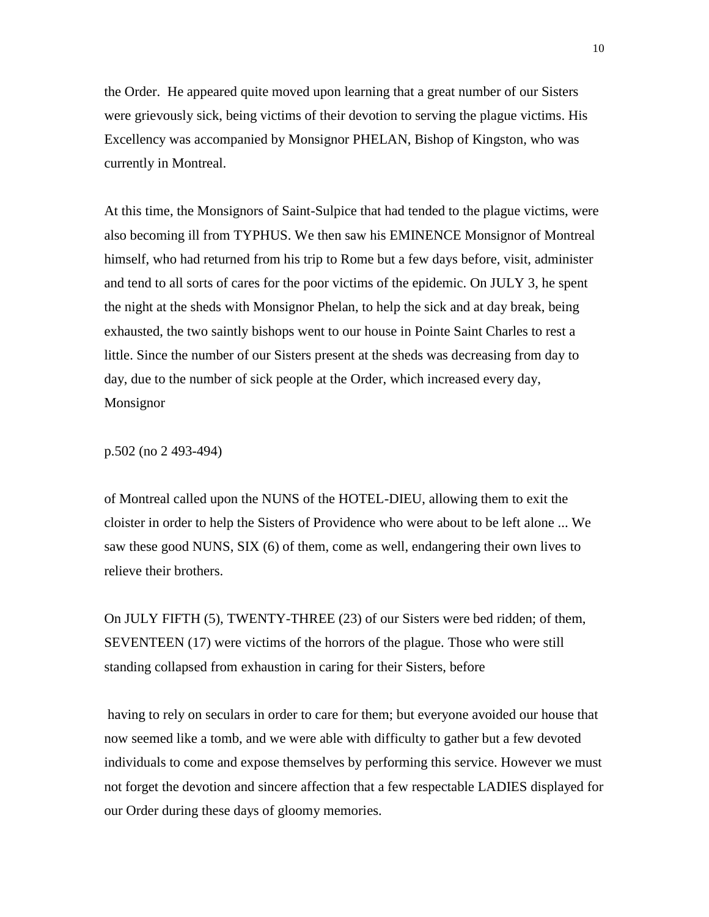the Order. He appeared quite moved upon learning that a great number of our Sisters were grievously sick, being victims of their devotion to serving the plague victims. His Excellency was accompanied by Monsignor PHELAN, Bishop of Kingston, who was currently in Montreal.

At this time, the Monsignors of Saint-Sulpice that had tended to the plague victims, were also becoming ill from TYPHUS. We then saw his EMINENCE Monsignor of Montreal himself, who had returned from his trip to Rome but a few days before, visit, administer and tend to all sorts of cares for the poor victims of the epidemic. On JULY 3, he spent the night at the sheds with Monsignor Phelan, to help the sick and at day break, being exhausted, the two saintly bishops went to our house in Pointe Saint Charles to rest a little. Since the number of our Sisters present at the sheds was decreasing from day to day, due to the number of sick people at the Order, which increased every day, Monsignor

p.502 (no 2 493-494)

of Montreal called upon the NUNS of the HOTEL-DIEU, allowing them to exit the cloister in order to help the Sisters of Providence who were about to be left alone ... We saw these good NUNS, SIX (6) of them, come as well, endangering their own lives to relieve their brothers.

On JULY FIFTH (5), TWENTY-THREE (23) of our Sisters were bed ridden; of them, SEVENTEEN (17) were victims of the horrors of the plague. Those who were still standing collapsed from exhaustion in caring for their Sisters, before

having to rely on seculars in order to care for them; but everyone avoided our house that now seemed like a tomb, and we were able with difficulty to gather but a few devoted individuals to come and expose themselves by performing this service. However we must not forget the devotion and sincere affection that a few respectable LADIES displayed for our Order during these days of gloomy memories.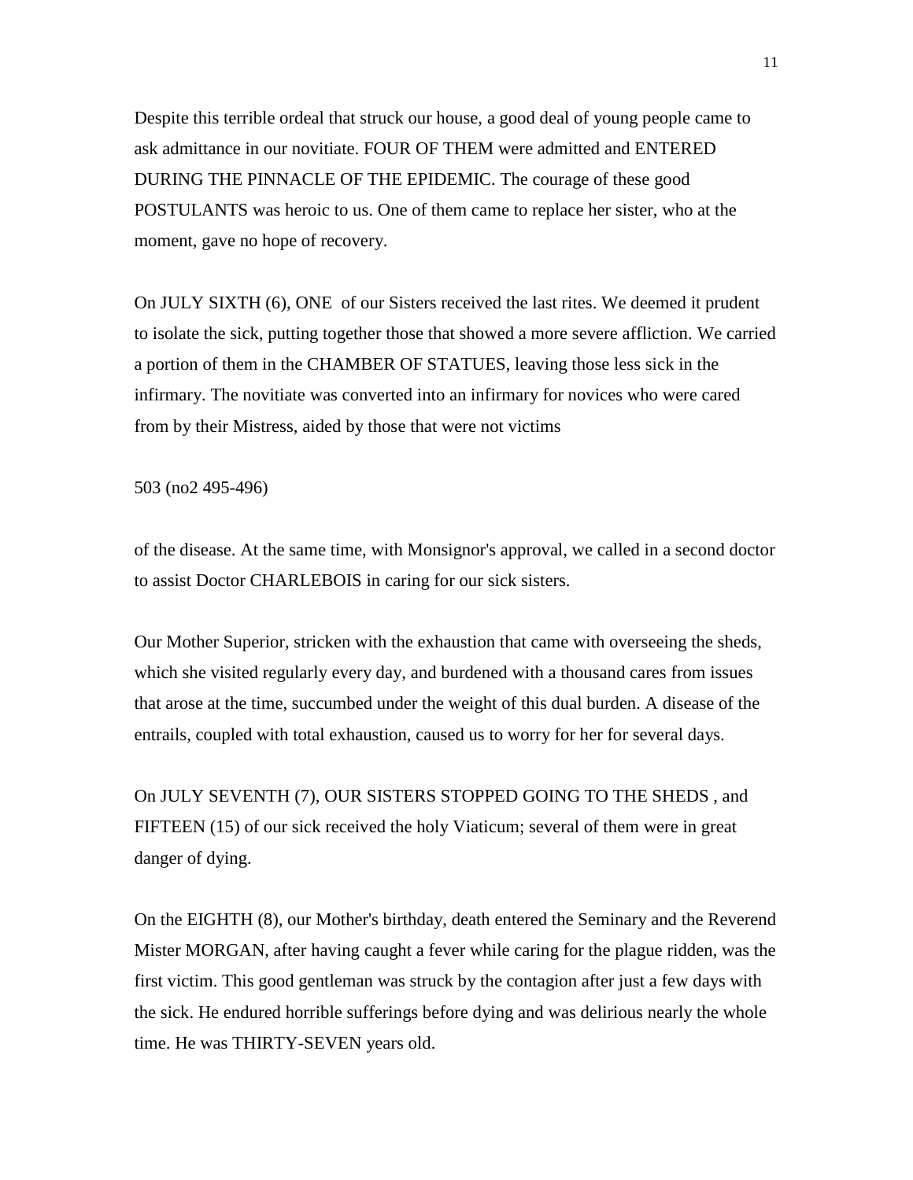Despite this terrible ordeal that struck our house, a good deal of young people came to ask admittance in our novitiate. FOUR OF THEM were admitted and ENTERED DURING THE PINNACLE OF THE EPIDEMIC. The courage of these good POSTULANTS was heroic to us. One of them came to replace her sister, who at the moment, gave no hope of recovery.

On JULY SIXTH (6), ONE of our Sisters received the last rites. We deemed it prudent to isolate the sick, putting together those that showed a more severe affliction. We carried a portion of them in the CHAMBER OF STATUES, leaving those less sick in the infirmary. The novitiate was converted into an infirmary for novices who were cared from by their Mistress, aided by those that were not victims

503 (no2 495-496)

of the disease. At the same time, with Monsignor's approval, we called in a second doctor to assist Doctor CHARLEBOIS in caring for our sick sisters.

Our Mother Superior, stricken with the exhaustion that came with overseeing the sheds, which she visited regularly every day, and burdened with a thousand cares from issues that arose at the time, succumbed under the weight of this dual burden. A disease of the entrails, coupled with total exhaustion, caused us to worry for her for several days.

On JULY SEVENTH (7), OUR SISTERS STOPPED GOING TO THE SHEDS , and FIFTEEN (15) of our sick received the holy Viaticum; several of them were in great danger of dying.

On the EIGHTH (8), our Mother's birthday, death entered the Seminary and the Reverend Mister MORGAN, after having caught a fever while caring for the plague ridden, was the first victim. This good gentleman was struck by the contagion after just a few days with the sick. He endured horrible sufferings before dying and was delirious nearly the whole time. He was THIRTY-SEVEN years old.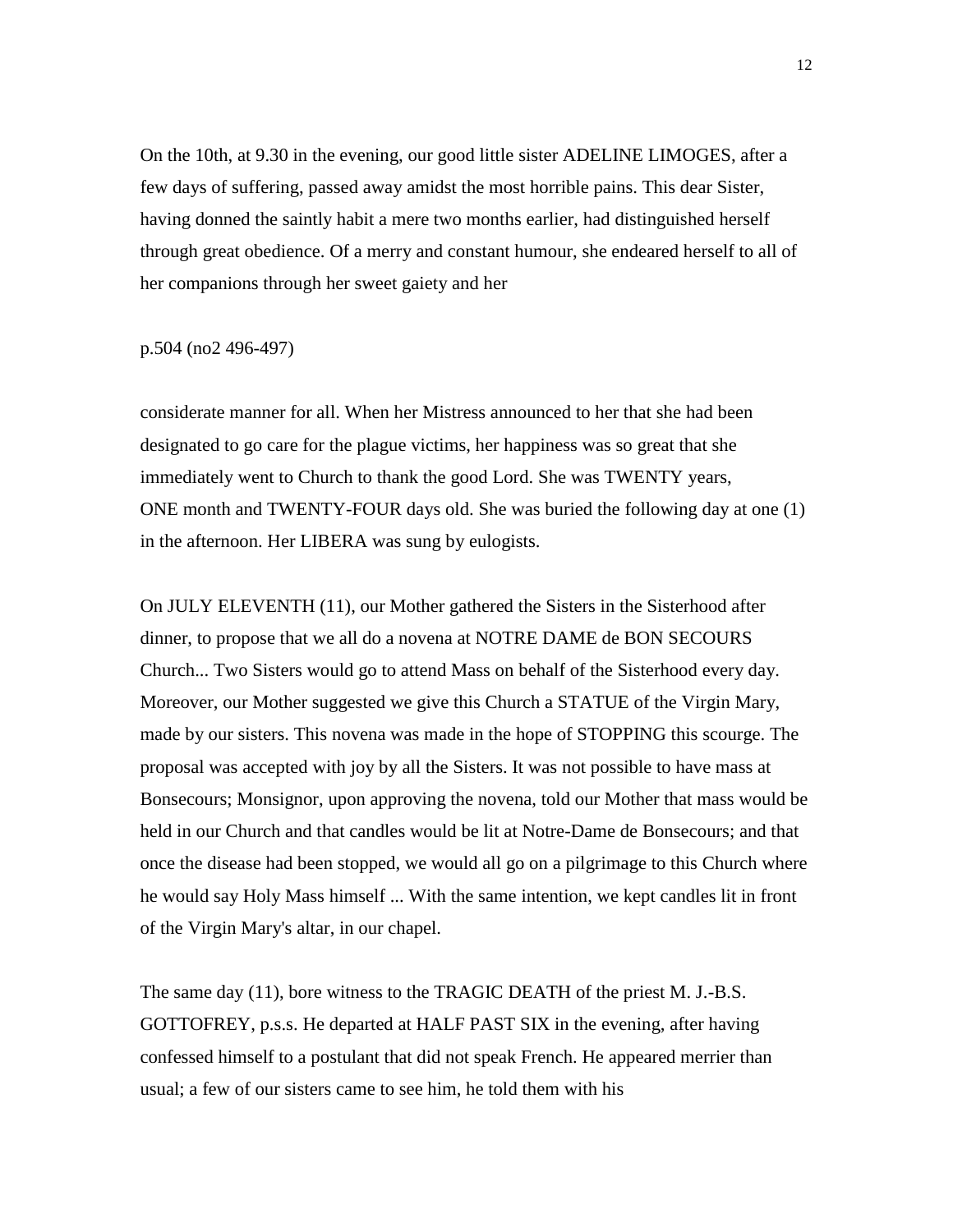On the 10th, at 9.30 in the evening, our good little sister ADELINE LIMOGES, after a few days of suffering, passed away amidst the most horrible pains. This dear Sister, having donned the saintly habit a mere two months earlier, had distinguished herself through great obedience. Of a merry and constant humour, she endeared herself to all of her companions through her sweet gaiety and her

p.504 (no2 496-497)

considerate manner for all. When her Mistress announced to her that she had been designated to go care for the plague victims, her happiness was so great that she immediately went to Church to thank the good Lord. She was TWENTY years, ONE month and TWENTY-FOUR days old. She was buried the following day at one (1) in the afternoon. Her LIBERA was sung by eulogists.

On JULY ELEVENTH (11), our Mother gathered the Sisters in the Sisterhood after dinner, to propose that we all do a novena at NOTRE DAME de BON SECOURS Church... Two Sisters would go to attend Mass on behalf of the Sisterhood every day. Moreover, our Mother suggested we give this Church a STATUE of the Virgin Mary, made by our sisters. This novena was made in the hope of STOPPING this scourge. The proposal was accepted with joy by all the Sisters. It was not possible to have mass at Bonsecours; Monsignor, upon approving the novena, told our Mother that mass would be held in our Church and that candles would be lit at Notre-Dame de Bonsecours; and that once the disease had been stopped, we would all go on a pilgrimage to this Church where he would say Holy Mass himself ... With the same intention, we kept candles lit in front of the Virgin Mary's altar, in our chapel.

The same day (11), bore witness to the TRAGIC DEATH of the priest M. J.-B.S. GOTTOFREY, p.s.s. He departed at HALF PAST SIX in the evening, after having confessed himself to a postulant that did not speak French. He appeared merrier than usual; a few of our sisters came to see him, he told them with his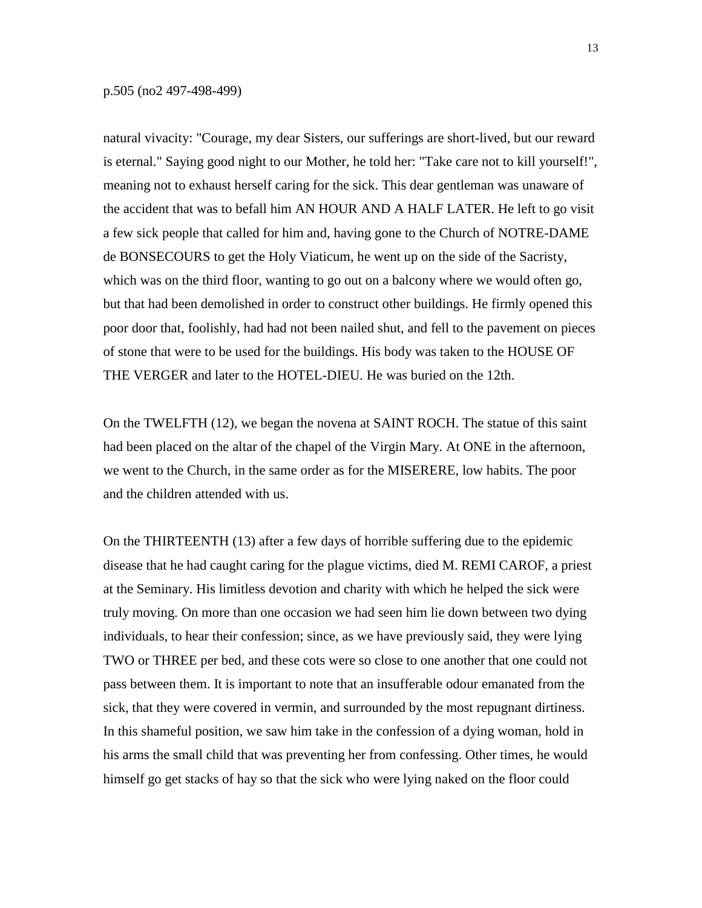p.505 (no2 497-498-499)

natural vivacity: "Courage, my dear Sisters, our sufferings are short-lived, but our reward is eternal." Saying good night to our Mother, he told her: "Take care not to kill yourself!", meaning not to exhaust herself caring for the sick. This dear gentleman was unaware of the accident that was to befall him AN HOUR AND A HALF LATER. He left to go visit a few sick people that called for him and, having gone to the Church of NOTRE-DAME de BONSECOURS to get the Holy Viaticum, he went up on the side of the Sacristy, which was on the third floor, wanting to go out on a balcony where we would often go, but that had been demolished in order to construct other buildings. He firmly opened this poor door that, foolishly, had had not been nailed shut, and fell to the pavement on pieces of stone that were to be used for the buildings. His body was taken to the HOUSE OF THE VERGER and later to the HOTEL-DIEU. He was buried on the 12th.

On the TWELFTH (12), we began the novena at SAINT ROCH. The statue of this saint had been placed on the altar of the chapel of the Virgin Mary. At ONE in the afternoon, we went to the Church, in the same order as for the MISERERE, low habits. The poor and the children attended with us.

On the THIRTEENTH (13) after a few days of horrible suffering due to the epidemic disease that he had caught caring for the plague victims, died M. REMI CAROF, a priest at the Seminary. His limitless devotion and charity with which he helped the sick were truly moving. On more than one occasion we had seen him lie down between two dying individuals, to hear their confession; since, as we have previously said, they were lying TWO or THREE per bed, and these cots were so close to one another that one could not pass between them. It is important to note that an insufferable odour emanated from the sick, that they were covered in vermin, and surrounded by the most repugnant dirtiness. In this shameful position, we saw him take in the confession of a dying woman, hold in his arms the small child that was preventing her from confessing. Other times, he would himself go get stacks of hay so that the sick who were lying naked on the floor could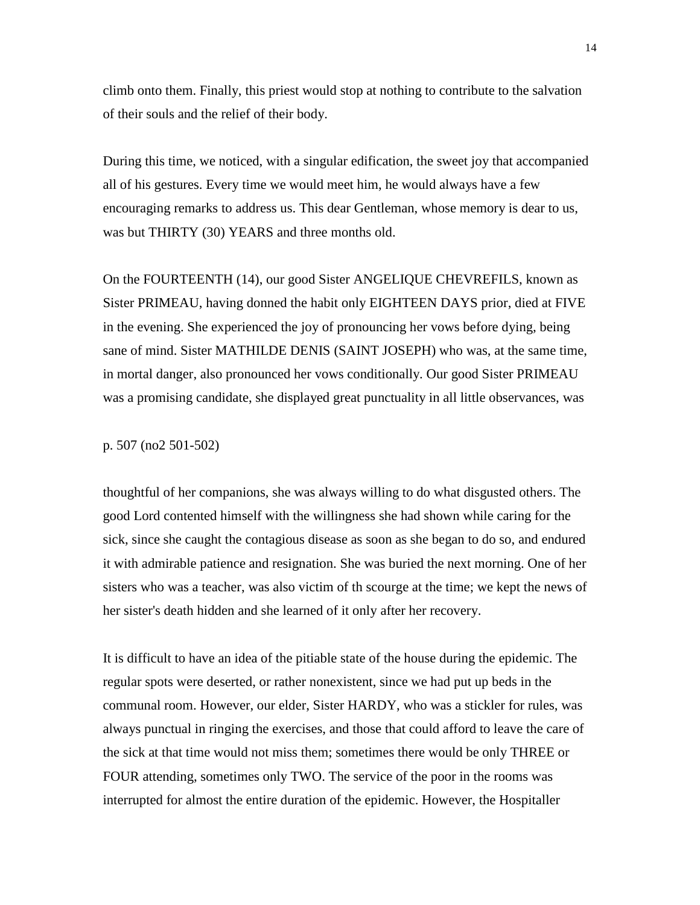climb onto them. Finally, this priest would stop at nothing to contribute to the salvation of their souls and the relief of their body.

During this time, we noticed, with a singular edification, the sweet joy that accompanied all of his gestures. Every time we would meet him, he would always have a few encouraging remarks to address us. This dear Gentleman, whose memory is dear to us, was but THIRTY (30) YEARS and three months old.

On the FOURTEENTH (14), our good Sister ANGELIQUE CHEVREFILS, known as Sister PRIMEAU, having donned the habit only EIGHTEEN DAYS prior, died at FIVE in the evening. She experienced the joy of pronouncing her vows before dying, being sane of mind. Sister MATHILDE DENIS (SAINT JOSEPH) who was, at the same time, in mortal danger, also pronounced her vows conditionally. Our good Sister PRIMEAU was a promising candidate, she displayed great punctuality in all little observances, was

p. 507 (no2 501-502)

thoughtful of her companions, she was always willing to do what disgusted others. The good Lord contented himself with the willingness she had shown while caring for the sick, since she caught the contagious disease as soon as she began to do so, and endured it with admirable patience and resignation. She was buried the next morning. One of her sisters who was a teacher, was also victim of th scourge at the time; we kept the news of her sister's death hidden and she learned of it only after her recovery.

It is difficult to have an idea of the pitiable state of the house during the epidemic. The regular spots were deserted, or rather nonexistent, since we had put up beds in the communal room. However, our elder, Sister HARDY, who was a stickler for rules, was always punctual in ringing the exercises, and those that could afford to leave the care of the sick at that time would not miss them; sometimes there would be only THREE or FOUR attending, sometimes only TWO. The service of the poor in the rooms was interrupted for almost the entire duration of the epidemic. However, the Hospitaller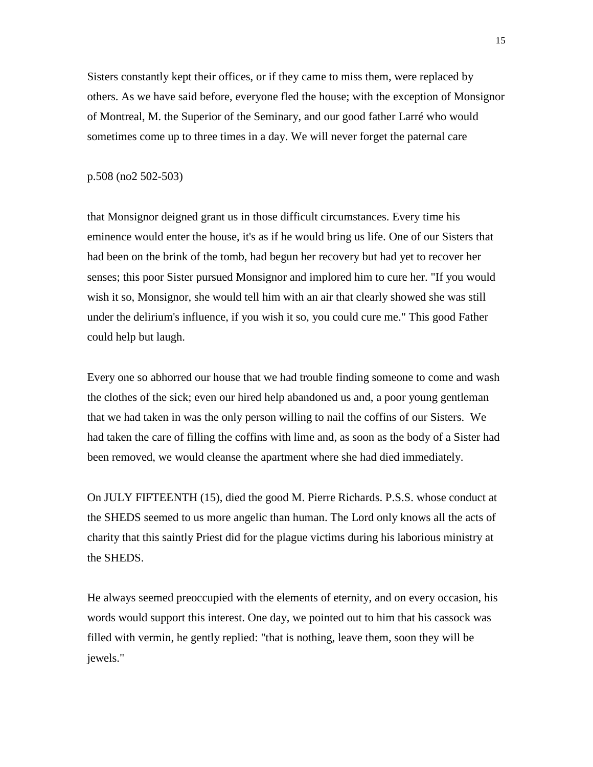Sisters constantly kept their offices, or if they came to miss them, were replaced by others. As we have said before, everyone fled the house; with the exception of Monsignor of Montreal, M. the Superior of the Seminary, and our good father Larré who would sometimes come up to three times in a day. We will never forget the paternal care

p.508 (no2 502-503)

that Monsignor deigned grant us in those difficult circumstances. Every time his eminence would enter the house, it's as if he would bring us life. One of our Sisters that had been on the brink of the tomb, had begun her recovery but had yet to recover her senses; this poor Sister pursued Monsignor and implored him to cure her. "If you would wish it so, Monsignor, she would tell him with an air that clearly showed she was still under the delirium's influence, if you wish it so, you could cure me." This good Father could help but laugh.

Every one so abhorred our house that we had trouble finding someone to come and wash the clothes of the sick; even our hired help abandoned us and, a poor young gentleman that we had taken in was the only person willing to nail the coffins of our Sisters. We had taken the care of filling the coffins with lime and, as soon as the body of a Sister had been removed, we would cleanse the apartment where she had died immediately.

On JULY FIFTEENTH (15), died the good M. Pierre Richards. P.S.S. whose conduct at the SHEDS seemed to us more angelic than human. The Lord only knows all the acts of charity that this saintly Priest did for the plague victims during his laborious ministry at the SHEDS.

He always seemed preoccupied with the elements of eternity, and on every occasion, his words would support this interest. One day, we pointed out to him that his cassock was filled with vermin, he gently replied: "that is nothing, leave them, soon they will be jewels."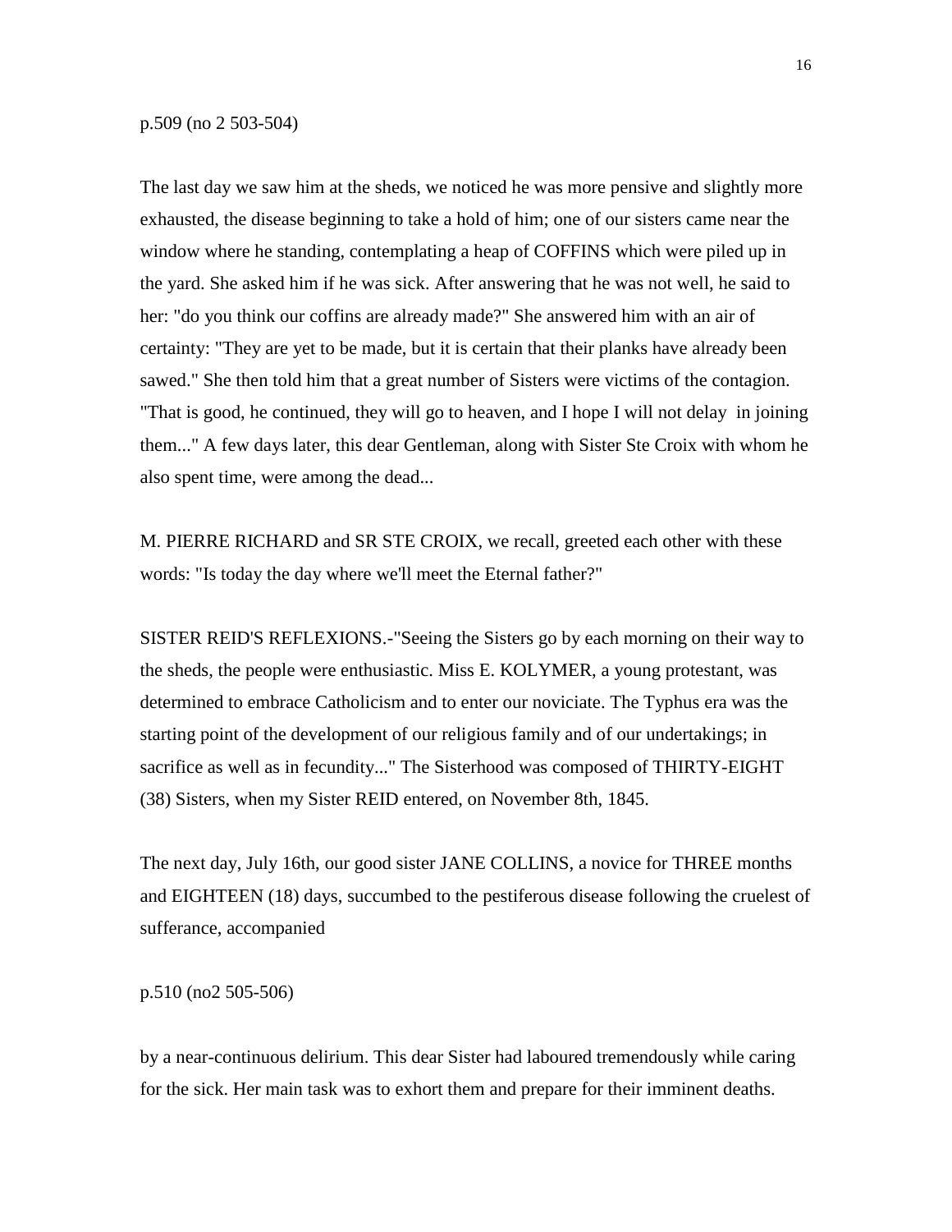p.509 (no 2 503-504)

The last day we saw him at the sheds, we noticed he was more pensive and slightly more exhausted, the disease beginning to take a hold of him; one of our sisters came near the window where he standing, contemplating a heap of COFFINS which were piled up in the yard. She asked him if he was sick. After answering that he was not well, he said to her: "do you think our coffins are already made?" She answered him with an air of certainty: "They are yet to be made, but it is certain that their planks have already been sawed." She then told him that a great number of Sisters were victims of the contagion. "That is good, he continued, they will go to heaven, and I hope I will not delay in joining them..." A few days later, this dear Gentleman, along with Sister Ste Croix with whom he also spent time, were among the dead...

M. PIERRE RICHARD and SR STE CROIX, we recall, greeted each other with these words: "Is today the day where we'll meet the Eternal father?"

SISTER REID'S REFLEXIONS.-"Seeing the Sisters go by each morning on their way to the sheds, the people were enthusiastic. Miss E. KOLYMER, a young protestant, was determined to embrace Catholicism and to enter our noviciate. The Typhus era was the starting point of the development of our religious family and of our undertakings; in sacrifice as well as in fecundity..." The Sisterhood was composed of THIRTY-EIGHT (38) Sisters, when my Sister REID entered, on November 8th, 1845.

The next day, July 16th, our good sister JANE COLLINS, a novice for THREE months and EIGHTEEN (18) days, succumbed to the pestiferous disease following the cruelest of sufferance, accompanied

p.510 (no2 505-506)

by a near-continuous delirium. This dear Sister had laboured tremendously while caring for the sick. Her main task was to exhort them and prepare for their imminent deaths.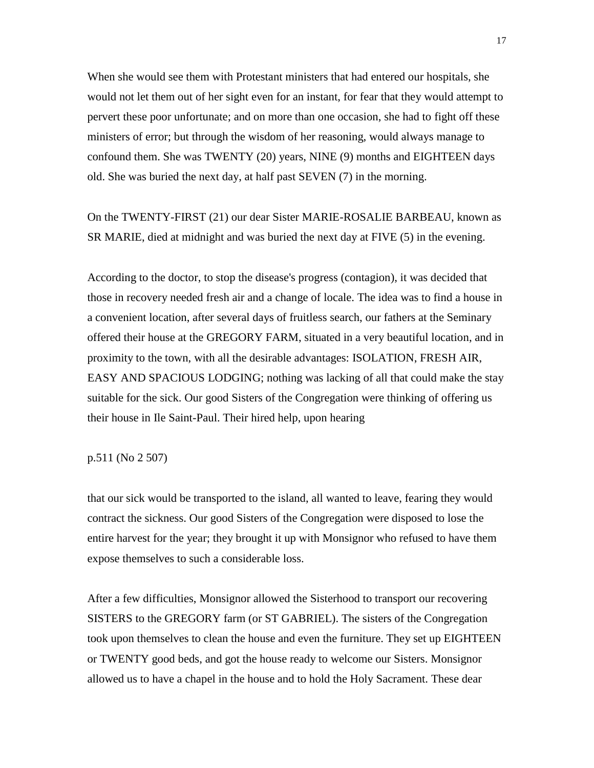When she would see them with Protestant ministers that had entered our hospitals, she would not let them out of her sight even for an instant, for fear that they would attempt to pervert these poor unfortunate; and on more than one occasion, she had to fight off these ministers of error; but through the wisdom of her reasoning, would always manage to confound them. She was TWENTY (20) years, NINE (9) months and EIGHTEEN days old. She was buried the next day, at half past SEVEN (7) in the morning.

On the TWENTY-FIRST (21) our dear Sister MARIE-ROSALIE BARBEAU, known as SR MARIE, died at midnight and was buried the next day at FIVE (5) in the evening.

According to the doctor, to stop the disease's progress (contagion), it was decided that those in recovery needed fresh air and a change of locale. The idea was to find a house in a convenient location, after several days of fruitless search, our fathers at the Seminary offered their house at the GREGORY FARM, situated in a very beautiful location, and in proximity to the town, with all the desirable advantages: ISOLATION, FRESH AIR, EASY AND SPACIOUS LODGING; nothing was lacking of all that could make the stay suitable for the sick. Our good Sisters of the Congregation were thinking of offering us their house in Ile Saint-Paul. Their hired help, upon hearing

p.511 (No 2 507)

that our sick would be transported to the island, all wanted to leave, fearing they would contract the sickness. Our good Sisters of the Congregation were disposed to lose the entire harvest for the year; they brought it up with Monsignor who refused to have them expose themselves to such a considerable loss.

After a few difficulties, Monsignor allowed the Sisterhood to transport our recovering SISTERS to the GREGORY farm (or ST GABRIEL). The sisters of the Congregation took upon themselves to clean the house and even the furniture. They set up EIGHTEEN or TWENTY good beds, and got the house ready to welcome our Sisters. Monsignor allowed us to have a chapel in the house and to hold the Holy Sacrament. These dear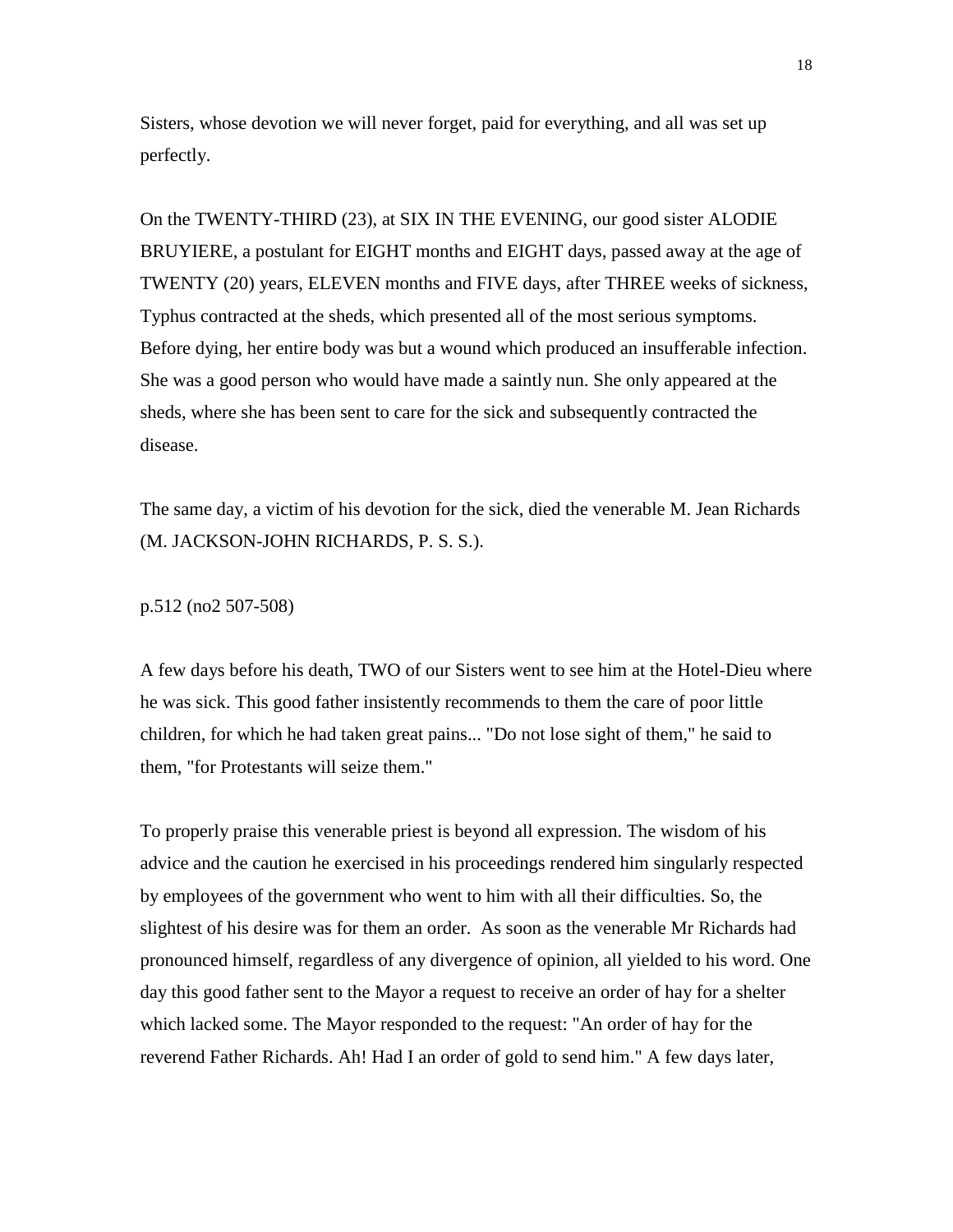Sisters, whose devotion we will never forget, paid for everything, and all was set up perfectly.

On the TWENTY-THIRD (23), at SIX IN THE EVENING, our good sister ALODIE BRUYIERE, a postulant for EIGHT months and EIGHT days, passed away at the age of TWENTY (20) years, ELEVEN months and FIVE days, after THREE weeks of sickness, Typhus contracted at the sheds, which presented all of the most serious symptoms. Before dying, her entire body was but a wound which produced an insufferable infection. She was a good person who would have made a saintly nun. She only appeared at the sheds, where she has been sent to care for the sick and subsequently contracted the disease.

The same day, a victim of his devotion for the sick, died the venerable M. Jean Richards (M. JACKSON-JOHN RICHARDS, P. S. S.).

p.512 (no2 507-508)

A few days before his death, TWO of our Sisters went to see him at the Hotel-Dieu where he was sick. This good father insistently recommends to them the care of poor little children, for which he had taken great pains... "Do not lose sight of them," he said to them, "for Protestants will seize them."

To properly praise this venerable priest is beyond all expression. The wisdom of his advice and the caution he exercised in his proceedings rendered him singularly respected by employees of the government who went to him with all their difficulties. So, the slightest of his desire was for them an order. As soon as the venerable Mr Richards had pronounced himself, regardless of any divergence of opinion, all yielded to his word. One day this good father sent to the Mayor a request to receive an order of hay for a shelter which lacked some. The Mayor responded to the request: "An order of hay for the reverend Father Richards. Ah! Had I an order of gold to send him." A few days later,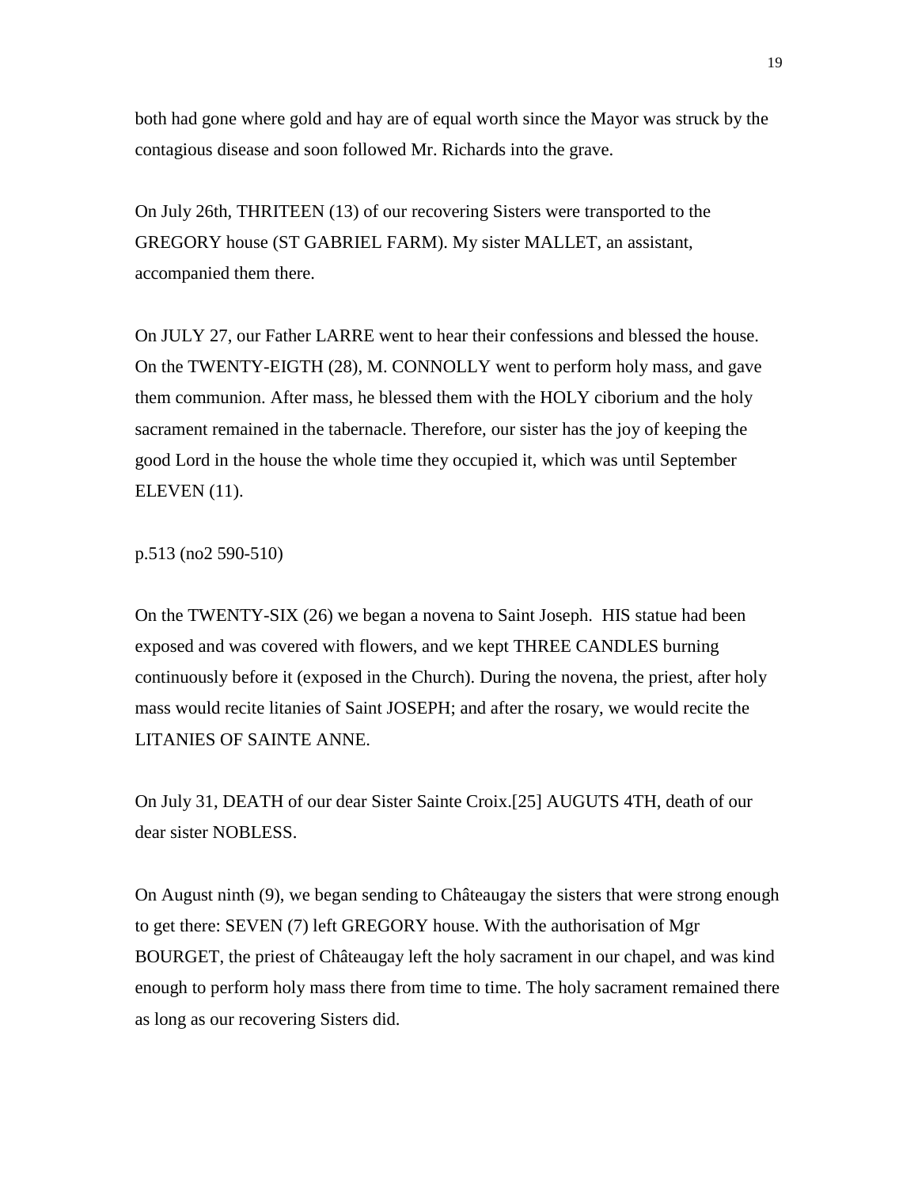both had gone where gold and hay are of equal worth since the Mayor was struck by the contagious disease and soon followed Mr. Richards into the grave.

On July 26th, THRITEEN (13) of our recovering Sisters were transported to the GREGORY house (ST GABRIEL FARM). My sister MALLET, an assistant, accompanied them there.

On JULY 27, our Father LARRE went to hear their confessions and blessed the house. On the TWENTY-EIGTH (28), M. CONNOLLY went to perform holy mass, and gave them communion. After mass, he blessed them with the HOLY ciborium and the holy sacrament remained in the tabernacle. Therefore, our sister has the joy of keeping the good Lord in the house the whole time they occupied it, which was until September ELEVEN (11).

p.513 (no2 590-510)

On the TWENTY-SIX (26) we began a novena to Saint Joseph. HIS statue had been exposed and was covered with flowers, and we kept THREE CANDLES burning continuously before it (exposed in the Church). During the novena, the priest, after holy mass would recite litanies of Saint JOSEPH; and after the rosary, we would recite the LITANIES OF SAINTE ANNE.

On July 31, DEATH of our dear Sister Sainte Croix.[25] AUGUTS 4TH, death of our dear sister NOBLESS.

On August ninth (9), we began sending to Châteaugay the sisters that were strong enough to get there: SEVEN (7) left GREGORY house. With the authorisation of Mgr BOURGET, the priest of Châteaugay left the holy sacrament in our chapel, and was kind enough to perform holy mass there from time to time. The holy sacrament remained there as long as our recovering Sisters did.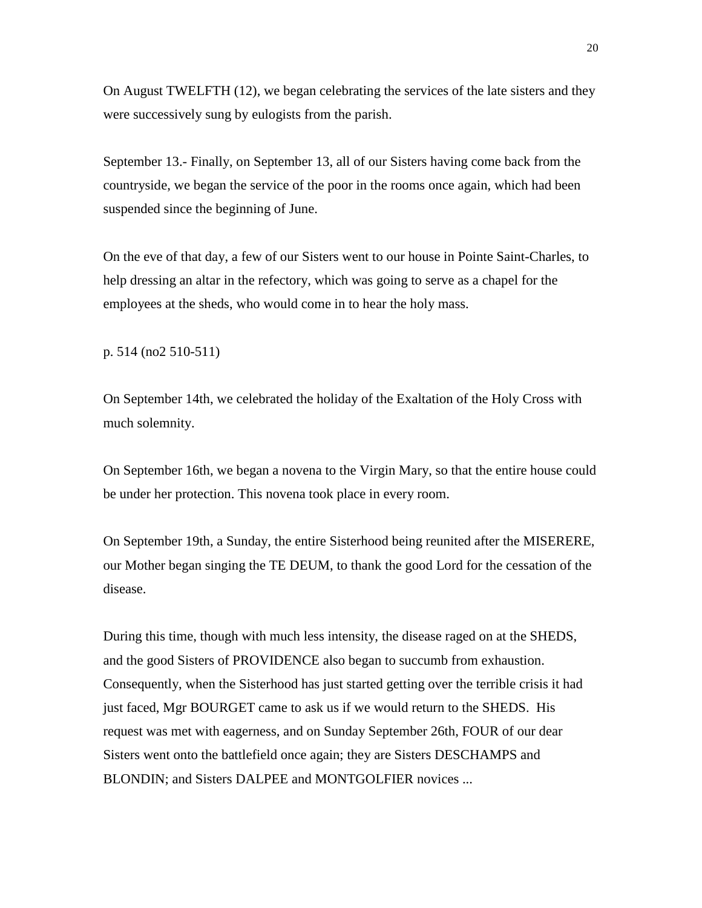On August TWELFTH (12), we began celebrating the services of the late sisters and they were successively sung by eulogists from the parish.

September 13.- Finally, on September 13, all of our Sisters having come back from the countryside, we began the service of the poor in the rooms once again, which had been suspended since the beginning of June.

On the eve of that day, a few of our Sisters went to our house in Pointe Saint-Charles, to help dressing an altar in the refectory, which was going to serve as a chapel for the employees at the sheds, who would come in to hear the holy mass.

p. 514 (no2 510-511)

On September 14th, we celebrated the holiday of the Exaltation of the Holy Cross with much solemnity.

On September 16th, we began a novena to the Virgin Mary, so that the entire house could be under her protection. This novena took place in every room.

On September 19th, a Sunday, the entire Sisterhood being reunited after the MISERERE, our Mother began singing the TE DEUM, to thank the good Lord for the cessation of the disease.

During this time, though with much less intensity, the disease raged on at the SHEDS, and the good Sisters of PROVIDENCE also began to succumb from exhaustion. Consequently, when the Sisterhood has just started getting over the terrible crisis it had just faced, Mgr BOURGET came to ask us if we would return to the SHEDS. His request was met with eagerness, and on Sunday September 26th, FOUR of our dear Sisters went onto the battlefield once again; they are Sisters DESCHAMPS and BLONDIN; and Sisters DALPEE and MONTGOLFIER novices ...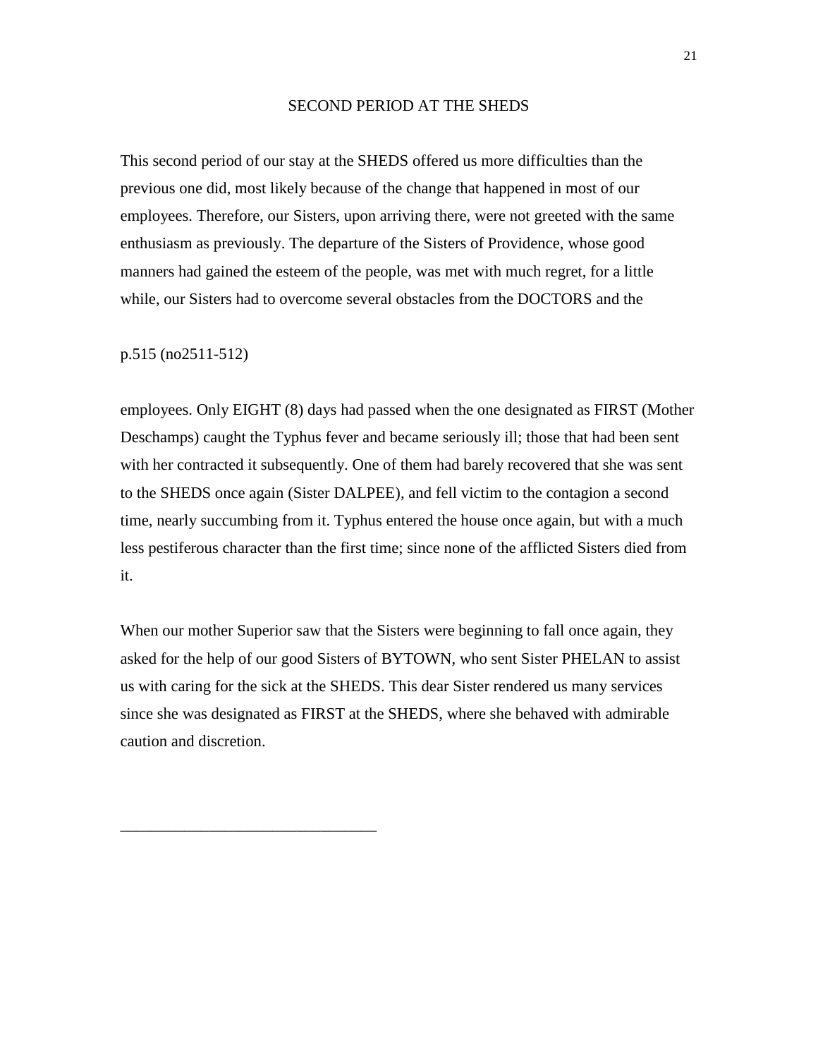## SECOND PERIOD AT THE SHEDS

This second period of our stay at the SHEDS offered us more difficulties than the previous one did, most likely because of the change that happened in most of our employees. Therefore, our Sisters, upon arriving there, were not greeted with the same enthusiasm as previously. The departure of the Sisters of Providence, whose good manners had gained the esteem of the people, was met with much regret, for a little while, our Sisters had to overcome several obstacles from the DOCTORS and the

p.515 (no2511-512)

employees. Only EIGHT (8) days had passed when the one designated as FIRST (Mother Deschamps) caught the Typhus fever and became seriously ill; those that had been sent with her contracted it subsequently. One of them had barely recovered that she was sent to the SHEDS once again (Sister DALPEE), and fell victim to the contagion a second time, nearly succumbing from it. Typhus entered the house once again, but with a much less pestiferous character than the first time; since none of the afflicted Sisters died from it.

When our mother Superior saw that the Sisters were beginning to fall once again, they asked for the help of our good Sisters of BYTOWN, who sent Sister PHELAN to assist us with caring for the sick at the SHEDS. This dear Sister rendered us many services since she was designated as FIRST at the SHEDS, where she behaved with admirable caution and discretion.

________________________________